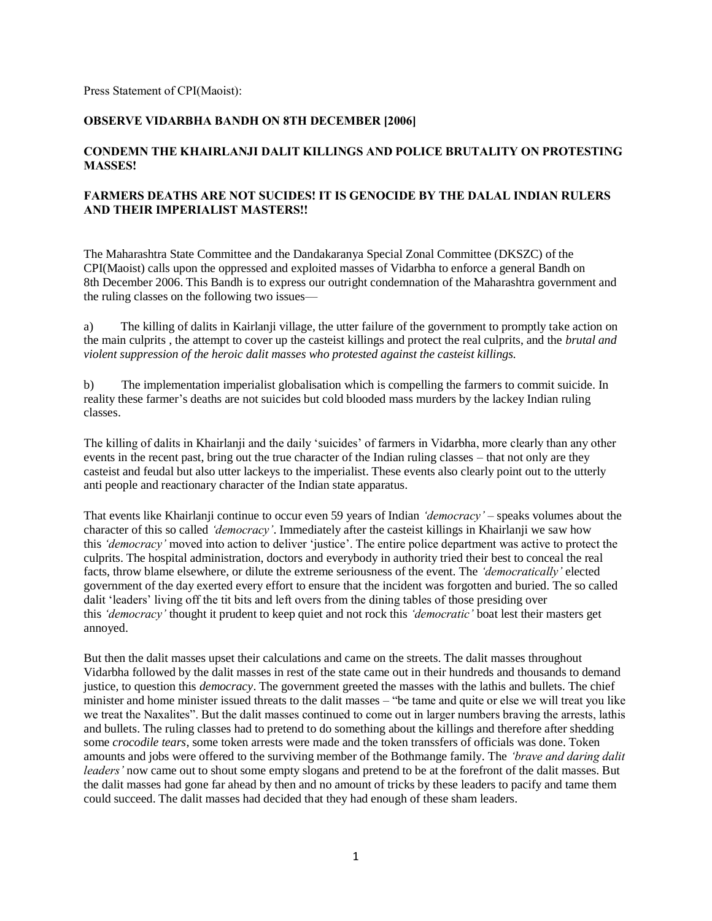Press Statement of CPI(Maoist):

**OBSERVE VIDARBHA BANDH ON 8TH DECEMBER [2006]**

**CONDEMN THE KHAIRLANJI DALIT KILLINGS AND POLICE BRUTALITY ON PROTESTING MASSES!**

**FARMERS DEATHS ARE NOT SUCIDES! IT IS GENOCIDE BY THE DALAL INDIAN RULERS AND THEIR IMPERIALIST MASTERS!!**

The Maharashtra State Committee and the Dandakaranya Special Zonal Committee (DKSZC) of the CPI(Maoist) calls upon the oppressed and exploited masses of Vidarbha to enforce a general Bandh on 8th December 2006. This Bandh is to express our outright condemnation of the Maharashtra government and the ruling classes on the following two issues—

a) The killing of dalits in Kairlanji village, the utter failure of the government to promptly take action on the main culprits , the attempt to cover up the casteist killings and protect the real culprits, and the *brutal and violent suppression of the heroic dalit masses who protested against the casteist killings.*

b) The implementation imperialist globalisation which is compelling the farmers to commit suicide. In reality these farmer's deaths are not suicides but cold blooded mass murders by the lackey Indian ruling classes.

The killing of dalits in Khairlanji and the daily 'suicides' of farmers in Vidarbha, more clearly than any other events in the recent past, bring out the true character of the Indian ruling classes – that not only are they casteist and feudal but also utter lackeys to the imperialist. These events also clearly point out to the utterly anti people and reactionary character of the Indian state apparatus.

That events like Khairlanji continue to occur even 59 years of Indian *'democracy'* – speaks volumes about the character of this so called *'democracy'*. Immediately after the casteist killings in Khairlanji we saw how this *'democracy'* moved into action to deliver 'justice'. The entire police department was active to protect the culprits. The hospital administration, doctors and everybody in authority tried their best to conceal the real facts, throw blame elsewhere, or dilute the extreme seriousness of the event. The *'democratically'* elected government of the day exerted every effort to ensure that the incident was forgotten and buried. The so called dalit 'leaders' living off the tit bits and left overs from the dining tables of those presiding over this *'democracy'* thought it prudent to keep quiet and not rock this *'democratic'* boat lest their masters get annoyed.

But then the dalit masses upset their calculations and came on the streets. The dalit masses throughout Vidarbha followed by the dalit masses in rest of the state came out in their hundreds and thousands to demand justice, to question this *democracy*. The government greeted the masses with the lathis and bullets. The chief minister and home minister issued threats to the dalit masses – "be tame and quite or else we will treat you like we treat the Naxalites". But the dalit masses continued to come out in larger numbers braving the arrests, lathis and bullets. The ruling classes had to pretend to do something about the killings and therefore after shedding some *crocodile tears*, some token arrests were made and the token transsfers of officials was done. Token amounts and jobs were offered to the surviving member of the Bothmange family. The *'brave and daring dalit leaders'* now came out to shout some empty slogans and pretend to be at the forefront of the dalit masses. But the dalit masses had gone far ahead by then and no amount of tricks by these leaders to pacify and tame them could succeed. The dalit masses had decided that they had enough of these sham leaders.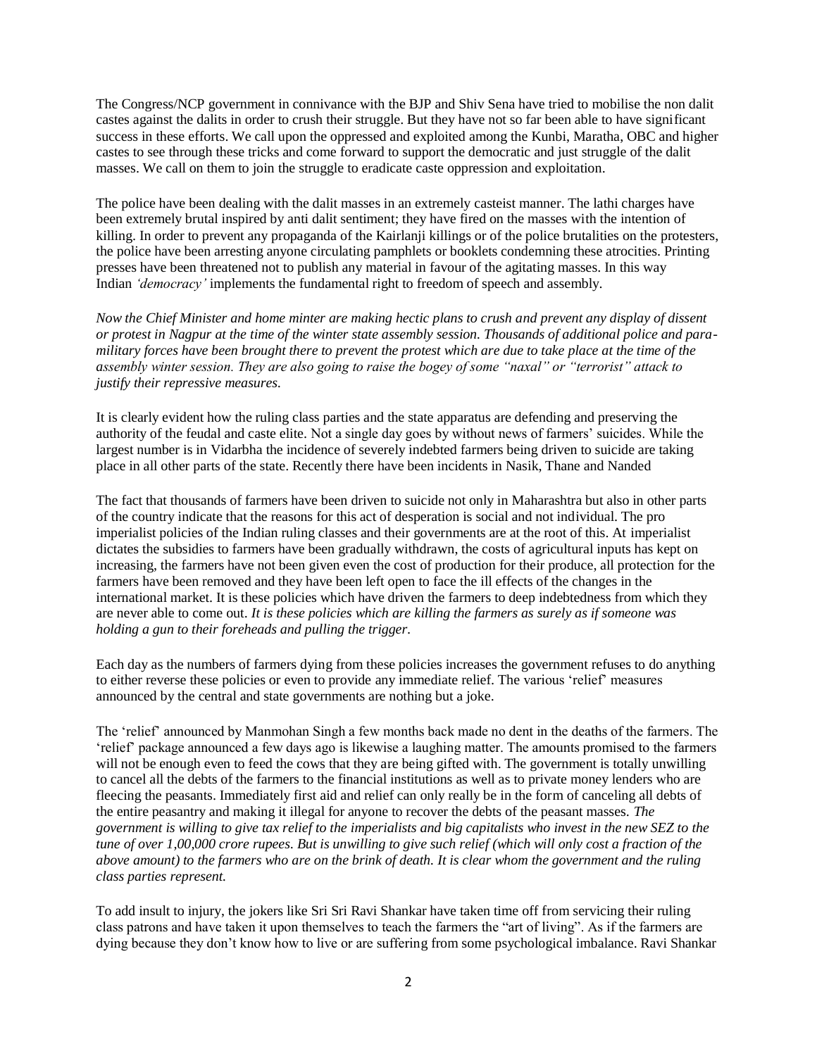The Congress/NCP government in connivance with the BJP and Shiv Sena have tried to mobilise the non dalit castes against the dalits in order to crush their struggle. But they have not so far been able to have significant success in these efforts. We call upon the oppressed and exploited among the Kunbi, Maratha, OBC and higher castes to see through these tricks and come forward to support the democratic and just struggle of the dalit masses. We call on them to join the struggle to eradicate caste oppression and exploitation.

The police have been dealing with the dalit masses in an extremely casteist manner. The lathi charges have been extremely brutal inspired by anti dalit sentiment; they have fired on the masses with the intention of killing. In order to prevent any propaganda of the Kairlanji killings or of the police brutalities on the protesters, the police have been arresting anyone circulating pamphlets or booklets condemning these atrocities. Printing presses have been threatened not to publish any material in favour of the agitating masses. In this way Indian *'democracy'* implements the fundamental right to freedom of speech and assembly.

*Now the Chief Minister and home minter are making hectic plans to crush and prevent any display of dissent or protest in Nagpur at the time of the winter state assembly session. Thousands of additional police and para-military forces have been brought there to prevent the protest which are due to take place at the time of the assembly winter session. They are also going to raise the bogey of some "naxal" or "terrorist" attack to justify their repressive measures.*

It is clearly evident how the ruling class parties and the state apparatus are defending and preserving the authority of the feudal and caste elite. Not a single day goes by without news of farmers' suicides. While the largest number is in Vidarbha the incidence of severely indebted farmers being driven to suicide are taking place in all other parts of the state. Recently there have been incidents in Nasik, Thane and Nanded

The fact that thousands of farmers have been driven to suicide not only in Maharashtra but also in other parts of the country indicate that the reasons for this act of desperation is social and not individual. The pro imperialist policies of the Indian ruling classes and their governments are at the root of this. At imperialist dictates the subsidies to farmers have been gradually withdrawn, the costs of agricultural inputs has kept on increasing, the farmers have not been given even the cost of production for their produce, all protection for the farmers have been removed and they have been left open to face the ill effects of the changes in the international market. It is these policies which have driven the farmers to deep indebtedness from which they are never able to come out. *It is these policies which are killing the farmers as surely as if someone was holding a gun to their foreheads and pulling the trigger.*

Each day as the numbers of farmers dying from these policies increases the government refuses to do anything to either reverse these policies or even to provide any immediate relief. The various 'relief' measures announced by the central and state governments are nothing but a joke.

The 'relief' announced by Manmohan Singh a few months back made no dent in the deaths of the farmers. The 'relief' package announced a few days ago is likewise a laughing matter. The amounts promised to the farmers will not be enough even to feed the cows that they are being gifted with. The government is totally unwilling to cancel all the debts of the farmers to the financial institutions as well as to private money lenders who are fleecing the peasants. Immediately first aid and relief can only really be in the form of canceling all debts of the entire peasantry and making it illegal for anyone to recover the debts of the peasant masses. *The government is willing to give tax relief to the imperialists and big capitalists who invest in the new SEZ to the tune of over 1,00,000 crore rupees. But is unwilling to give such relief (which will only cost a fraction of the above amount) to the farmers who are on the brink of death. It is clear whom the government and the ruling class parties represent.*

To add insult to injury, the jokers like Sri Sri Ravi Shankar have taken time off from servicing their ruling class patrons and have taken it upon themselves to teach the farmers the "art of living". As if the farmers are dying because they don't know how to live or are suffering from some psychological imbalance. Ravi Shankar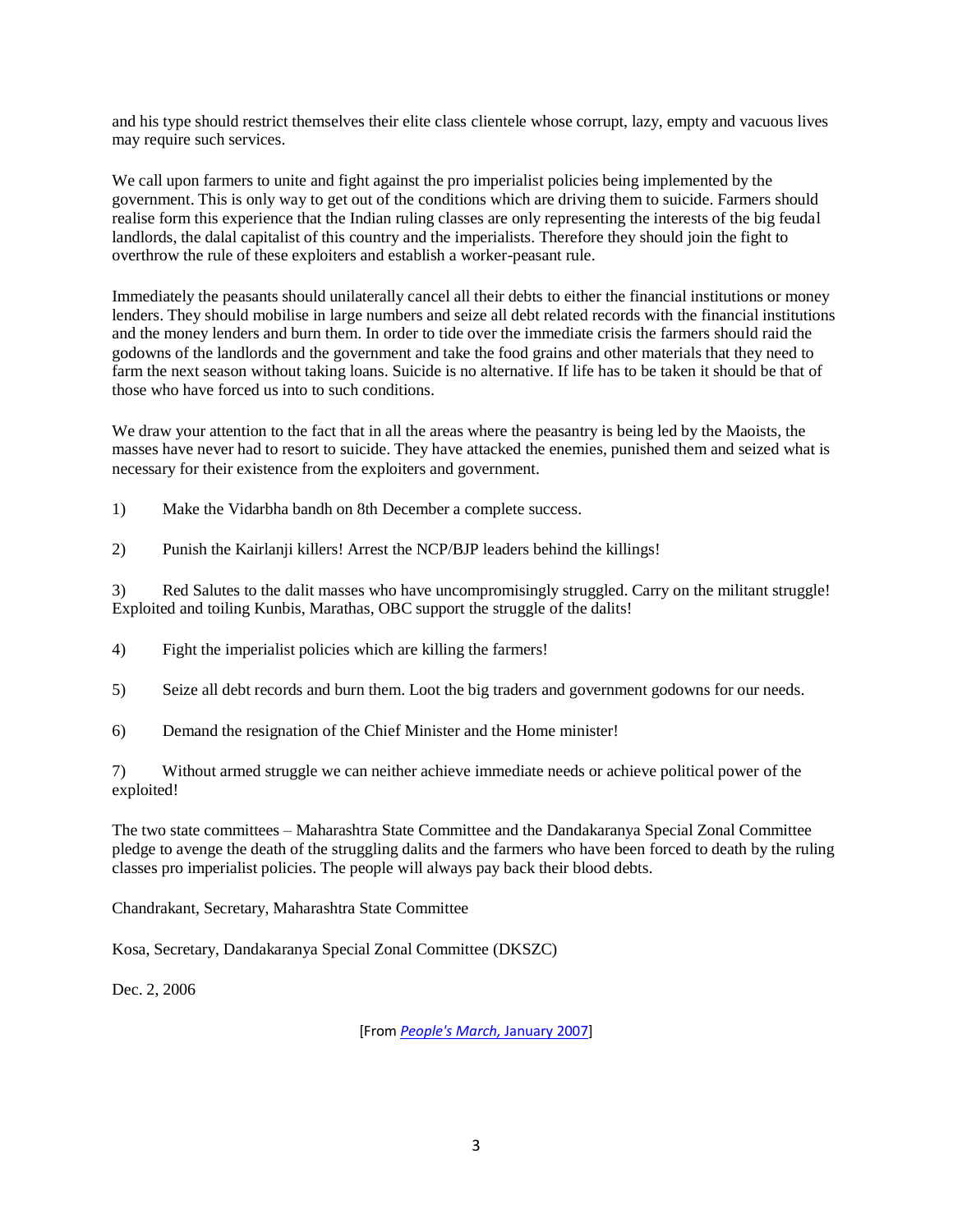and his type should restrict themselves their elite class clientele whose corrupt, lazy, empty and vacuous lives may require such services.

We call upon farmers to unite and fight against the pro imperialist policies being implemented by the government. This is only way to get out of the conditions which are driving them to suicide. Farmers should realise form this experience that the Indian ruling classes are only representing the interests of the big feudal landlords, the dalal capitalist of this country and the imperialists. Therefore they should join the fight to overthrow the rule of these exploiters and establish a worker-peasant rule.

Immediately the peasants should unilaterally cancel all their debts to either the financial institutions or money lenders. They should mobilise in large numbers and seize all debt related records with the financial institutions and the money lenders and burn them. In order to tide over the immediate crisis the farmers should raid the godowns of the landlords and the government and take the food grains and other materials that they need to farm the next season without taking loans. Suicide is no alternative. If life has to be taken it should be that of those who have forced us into to such conditions.

We draw your attention to the fact that in all the areas where the peasantry is being led by the Maoists, the masses have never had to resort to suicide. They have attacked the enemies, punished them and seized what is necessary for their existence from the exploiters and government.

1) Make the Vidarbha bandh on 8th December a complete success.

2) Punish the Kairlanji killers! Arrest the NCP/BJP leaders behind the killings!

3) Red Salutes to the dalit masses who have uncompromisingly struggled. Carry on the militant struggle! Exploited and toiling Kunbis, Marathas, OBC support the struggle of the dalits!

4) Fight the imperialist policies which are killing the farmers!

5) Seize all debt records and burn them. Loot the big traders and government godowns for our needs.

6) Demand the resignation of the Chief Minister and the Home minister!

7) Without armed struggle we can neither achieve immediate needs or achieve political power of the exploited!

The two state committees – Maharashtra State Committee and the Dandakaranya Special Zonal Committee pledge to avenge the death of the struggling dalits and the farmers who have been forced to death by the ruling classes pro imperialist policies. The people will always pay back their blood debts.

Chandrakant, Secretary, Maharashtra State Committee

Kosa, Secretary, Dandakaranya Special Zonal Committee (DKSZC)

Dec. 2, 2006

[From *People's March,* January 2007]